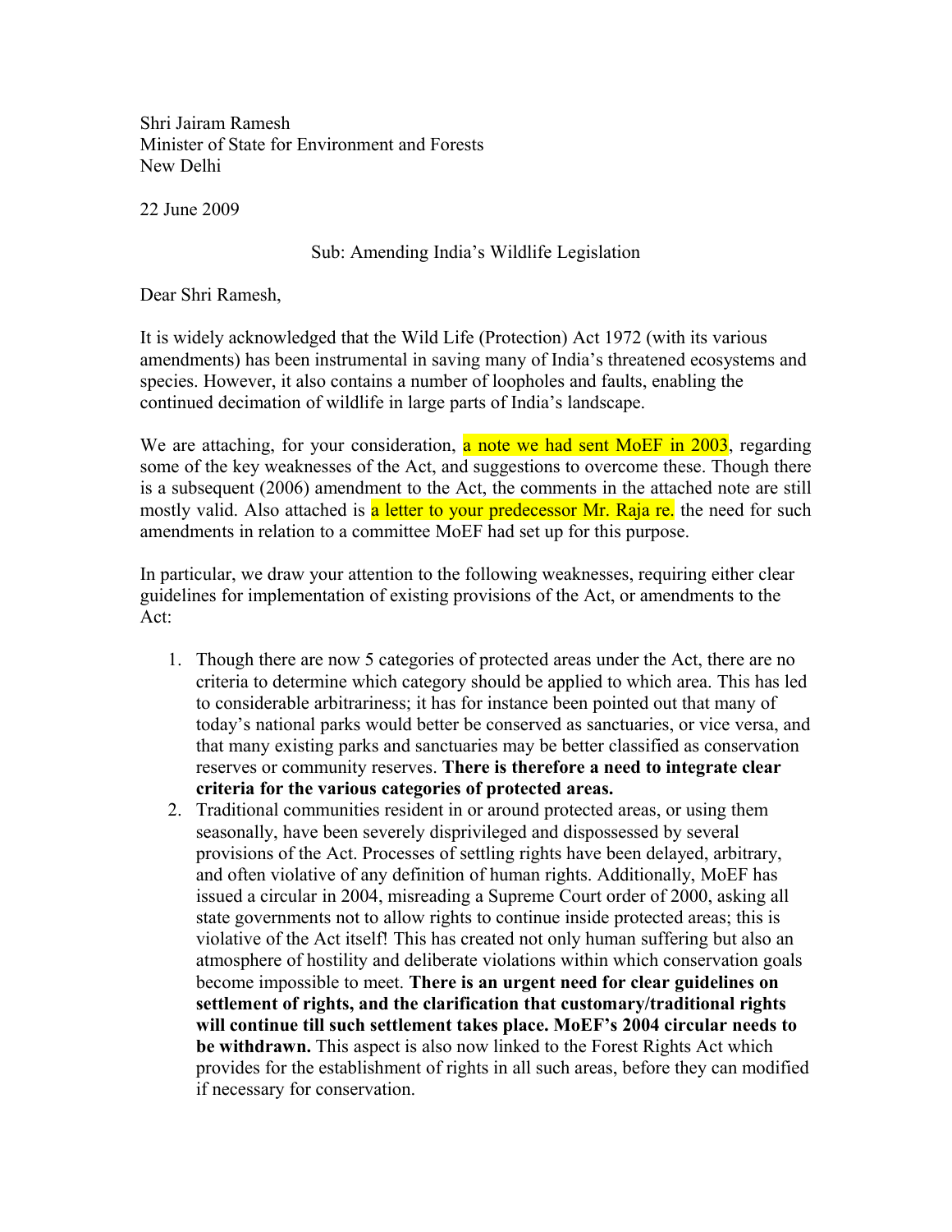Shri Jairam Ramesh
Minister of State for Environment and Forests
New Delhi

22 June 2009

Sub: Amending India's Wildlife Legislation

Dear Shri Ramesh,

It is widely acknowledged that the Wild Life (Protection) Act 1972 (with its various amendments) has been instrumental in saving many of India's threatened ecosystems and species. However, it also contains a number of loopholes and faults, enabling the continued decimation of wildlife in large parts of India's landscape.

We are attaching, for your consideration, a note we had sent MoEF in 2003, regarding some of the key weaknesses of the Act, and suggestions to overcome these. Though there is a subsequent (2006) amendment to the Act, the comments in the attached note are still mostly valid. Also attached is a letter to your predecessor Mr. Raja re. the need for such amendments in relation to a committee MoEF had set up for this purpose.

In particular, we draw your attention to the following weaknesses, requiring either clear guidelines for implementation of existing provisions of the Act, or amendments to the Act:

1. Though there are now 5 categories of protected areas under the Act, there are no criteria to determine which category should be applied to which area. This has led to considerable arbitrariness; it has for instance been pointed out that many of today's national parks would better be conserved as sanctuaries, or vice versa, and that many existing parks and sanctuaries may be better classified as conservation reserves or community reserves. **There is therefore a need to integrate clear criteria for the various categories of protected areas.**
2. Traditional communities resident in or around protected areas, or using them seasonally, have been severely disprivileged and dispossessed by several provisions of the Act. Processes of settling rights have been delayed, arbitrary, and often violative of any definition of human rights. Additionally, MoEF has issued a circular in 2004, misreading a Supreme Court order of 2000, asking all state governments not to allow rights to continue inside protected areas; this is violative of the Act itself! This has created not only human suffering but also an atmosphere of hostility and deliberate violations within which conservation goals become impossible to meet. **There is an urgent need for clear guidelines on settlement of rights, and the clarification that customary/traditional rights will continue till such settlement takes place. MoEF's 2004 circular needs to be withdrawn.** This aspect is also now linked to the Forest Rights Act which provides for the establishment of rights in all such areas, before they can modified if necessary for conservation.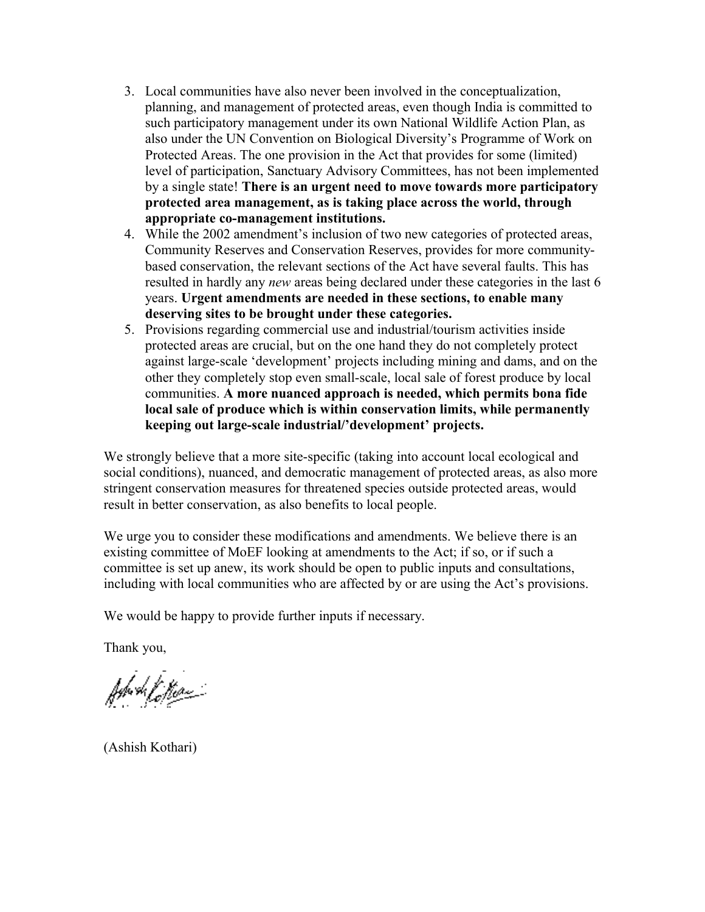3. Local communities have also never been involved in the conceptualization, planning, and management of protected areas, even though India is committed to such participatory management under its own National Wildlife Action Plan, as also under the UN Convention on Biological Diversity's Programme of Work on Protected Areas. The one provision in the Act that provides for some (limited) level of participation, Sanctuary Advisory Committees, has not been implemented by a single state! **There is an urgent need to move towards more participatory protected area management, as is taking place across the world, through appropriate co-management institutions.**
4. While the 2002 amendment's inclusion of two new categories of protected areas, Community Reserves and Conservation Reserves, provides for more community-based conservation, the relevant sections of the Act have several faults. This has resulted in hardly any *new* areas being declared under these categories in the last 6 years. **Urgent amendments are needed in these sections, to enable many deserving sites to be brought under these categories.**
5. Provisions regarding commercial use and industrial/tourism activities inside protected areas are crucial, but on the one hand they do not completely protect against large-scale 'development' projects including mining and dams, and on the other they completely stop even small-scale, local sale of forest produce by local communities. **A more nuanced approach is needed, which permits bona fide local sale of produce which is within conservation limits, while permanently keeping out large-scale industrial/'development' projects.**

We strongly believe that a more site-specific (taking into account local ecological and social conditions), nuanced, and democratic management of protected areas, as also more stringent conservation measures for threatened species outside protected areas, would result in better conservation, as also benefits to local people.

We urge you to consider these modifications and amendments. We believe there is an existing committee of MoEF looking at amendments to the Act; if so, or if such a committee is set up anew, its work should be open to public inputs and consultations, including with local communities who are affected by or are using the Act's provisions.

We would be happy to provide further inputs if necessary.

Thank you,

(Ashish Kothari)